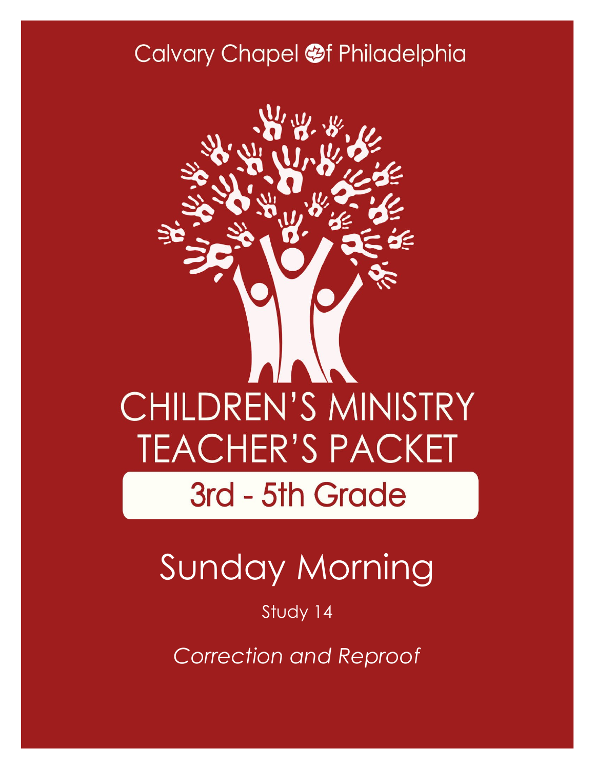Calvary Chapel of Philadelphia

# CHILDREN'S MINISTRY TEACHER'S PACKET

## 3rd - 5th Grade

# Sunday Morning

Study 14

*Correction and Reproof*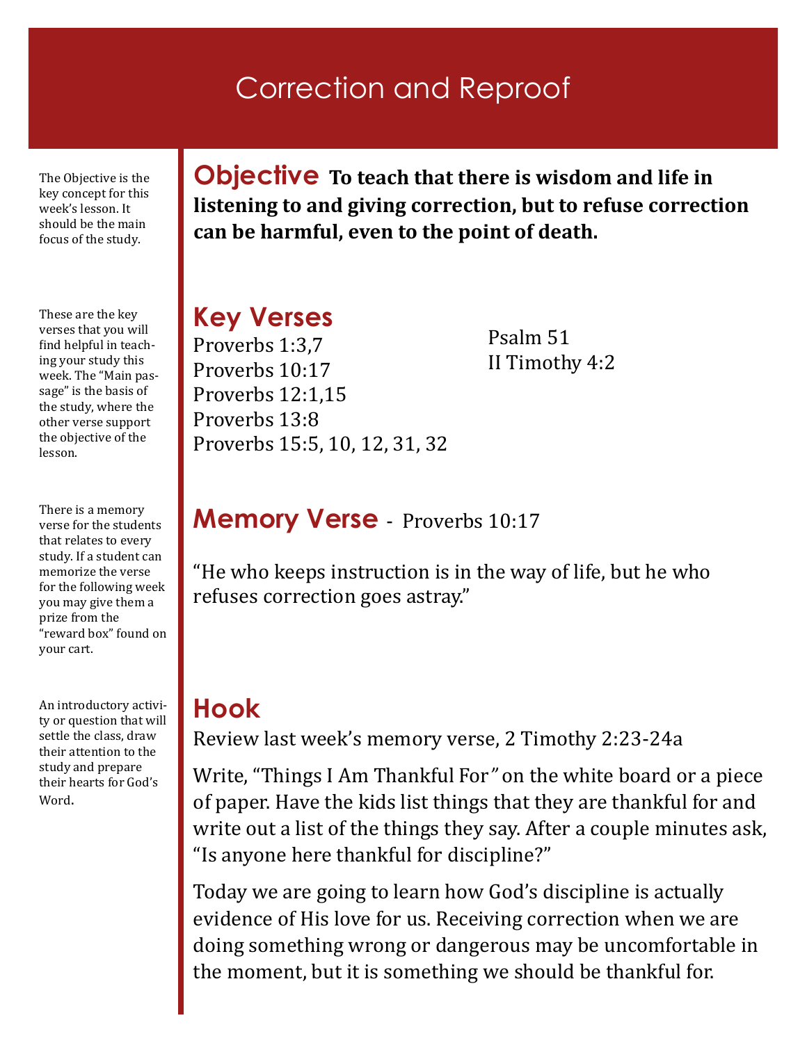# Correction and Reproof

The Objective is the key concept for this week's lesson. It should be the main focus of the study.

## Objective

**To teach that there is wisdom and life in listening to and giving correction, but to refuse correction can be harmful, even to the point of death.**

These are the key verses that you will find helpful in teaching your study this week. The "Main passage" is the basis of the study, where the other verse support the objective of the lesson.

## Key Verses

Proverbs 1:3,7
Proverbs 10:17
Proverbs 12:1,15
Proverbs 13:8
Proverbs 15:5, 10, 12, 31, 32
Psalm 51
II Timothy 4:2

There is a memory verse for the students that relates to every study. If a student can memorize the verse for the following week you may give them a prize from the "reward box" found on your cart.

## Memory Verse - Proverbs 10:17

"He who keeps instruction is in the way of life, but he who refuses correction goes astray."

An introductory activity or question that will settle the class, draw their attention to the study and prepare their hearts for God's Word.

## Hook

Review last week's memory verse, 2 Timothy 2:23-24a

Write, *"Things I Am Thankful For"* on the white board or a piece of paper. Have the kids list things that they are thankful for and write out a list of the things they say. After a couple minutes ask, "Is anyone here thankful for discipline?"

Today we are going to learn how God's discipline is actually evidence of His love for us. Receiving correction when we are doing something wrong or dangerous may be uncomfortable in the moment, but it is something we should be thankful for.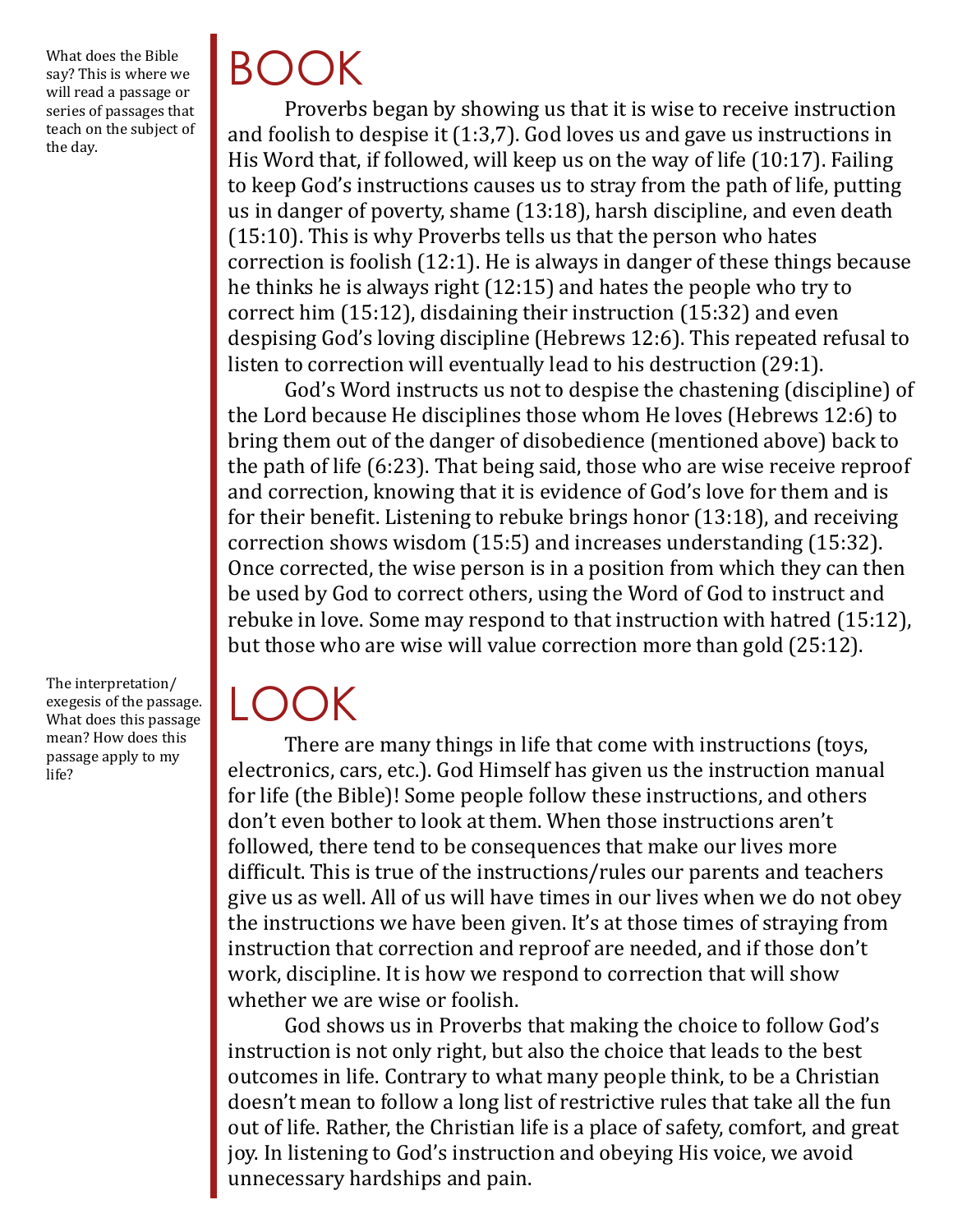What does the Bible say? This is where we will read a passage or series of passages that teach on the subject of the day.

# BOOK

Proverbs began by showing us that it is wise to receive instruction and foolish to despise it (1:3,7). God loves us and gave us instructions in His Word that, if followed, will keep us on the way of life (10:17). Failing to keep God's instructions causes us to stray from the path of life, putting us in danger of poverty, shame (13:18), harsh discipline, and even death (15:10). This is why Proverbs tells us that the person who hates correction is foolish (12:1). He is always in danger of these things because he thinks he is always right (12:15) and hates the people who try to correct him (15:12), disdaining their instruction (15:32) and even despising God's loving discipline (Hebrews 12:6). This repeated refusal to listen to correction will eventually lead to his destruction (29:1).

God's Word instructs us not to despise the chastening (discipline) of the Lord because He disciplines those whom He loves (Hebrews 12:6) to bring them out of the danger of disobedience (mentioned above) back to the path of life (6:23). That being said, those who are wise receive reproof and correction, knowing that it is evidence of God's love for them and is for their benefit. Listening to rebuke brings honor (13:18), and receiving correction shows wisdom (15:5) and increases understanding (15:32). Once corrected, the wise person is in a position from which they can then be used by God to correct others, using the Word of God to instruct and rebuke in love. Some may respond to that instruction with hatred (15:12), but those who are wise will value correction more than gold (25:12).

The interpretation/exegesis of the passage. What does this passage mean? How does this passage apply to my life?

# LOOK

There are many things in life that come with instructions (toys, electronics, cars, etc.). God Himself has given us the instruction manual for life (the Bible)! Some people follow these instructions, and others don't even bother to look at them. When those instructions aren't followed, there tend to be consequences that make our lives more difficult. This is true of the instructions/rules our parents and teachers give us as well. All of us will have times in our lives when we do not obey the instructions we have been given. It's at those times of straying from instruction that correction and reproof are needed, and if those don't work, discipline. It is how we respond to correction that will show whether we are wise or foolish.

God shows us in Proverbs that making the choice to follow God's instruction is not only right, but also the choice that leads to the best outcomes in life. Contrary to what many people think, to be a Christian doesn't mean to follow a long list of restrictive rules that take all the fun out of life. Rather, the Christian life is a place of safety, comfort, and great joy. In listening to God's instruction and obeying His voice, we avoid unnecessary hardships and pain.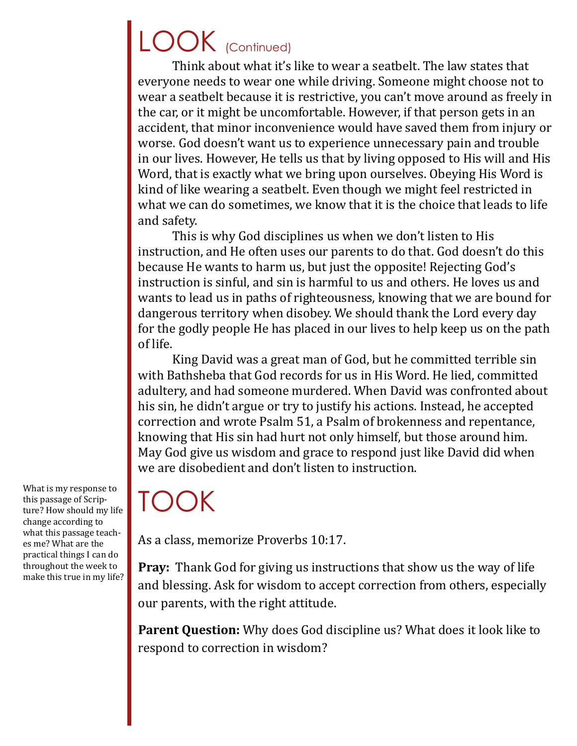# LOOK (Continued)

Think about what it's like to wear a seatbelt. The law states that everyone needs to wear one while driving. Someone might choose not to wear a seatbelt because it is restrictive, you can't move around as freely in the car, or it might be uncomfortable. However, if that person gets in an accident, that minor inconvenience would have saved them from injury or worse. God doesn't want us to experience unnecessary pain and trouble in our lives. However, He tells us that by living opposed to His will and His Word, that is exactly what we bring upon ourselves. Obeying His Word is kind of like wearing a seatbelt. Even though we might feel restricted in what we can do sometimes, we know that it is the choice that leads to life and safety.

This is why God disciplines us when we don't listen to His instruction, and He often uses our parents to do that. God doesn't do this because He wants to harm us, but just the opposite! Rejecting God's instruction is sinful, and sin is harmful to us and others. He loves us and wants to lead us in paths of righteousness, knowing that we are bound for dangerous territory when disobey. We should thank the Lord every day for the godly people He has placed in our lives to help keep us on the path of life.

King David was a great man of God, but he committed terrible sin with Bathsheba that God records for us in His Word. He lied, committed adultery, and had someone murdered. When David was confronted about his sin, he didn't argue or try to justify his actions. Instead, he accepted correction and wrote Psalm 51, a Psalm of brokenness and repentance, knowing that His sin had hurt not only himself, but those around him. May God give us wisdom and grace to respond just like David did when we are disobedient and don't listen to instruction.

# TOOK

What is my response to this passage of Scripture? How should my life change according to what this passage teaches me? What are the practical things I can do throughout the week to make this true in my life?

As a class, memorize Proverbs 10:17.

**Pray:** Thank God for giving us instructions that show us the way of life and blessing. Ask for wisdom to accept correction from others, especially our parents, with the right attitude.

**Parent Question:** Why does God discipline us? What does it look like to respond to correction in wisdom?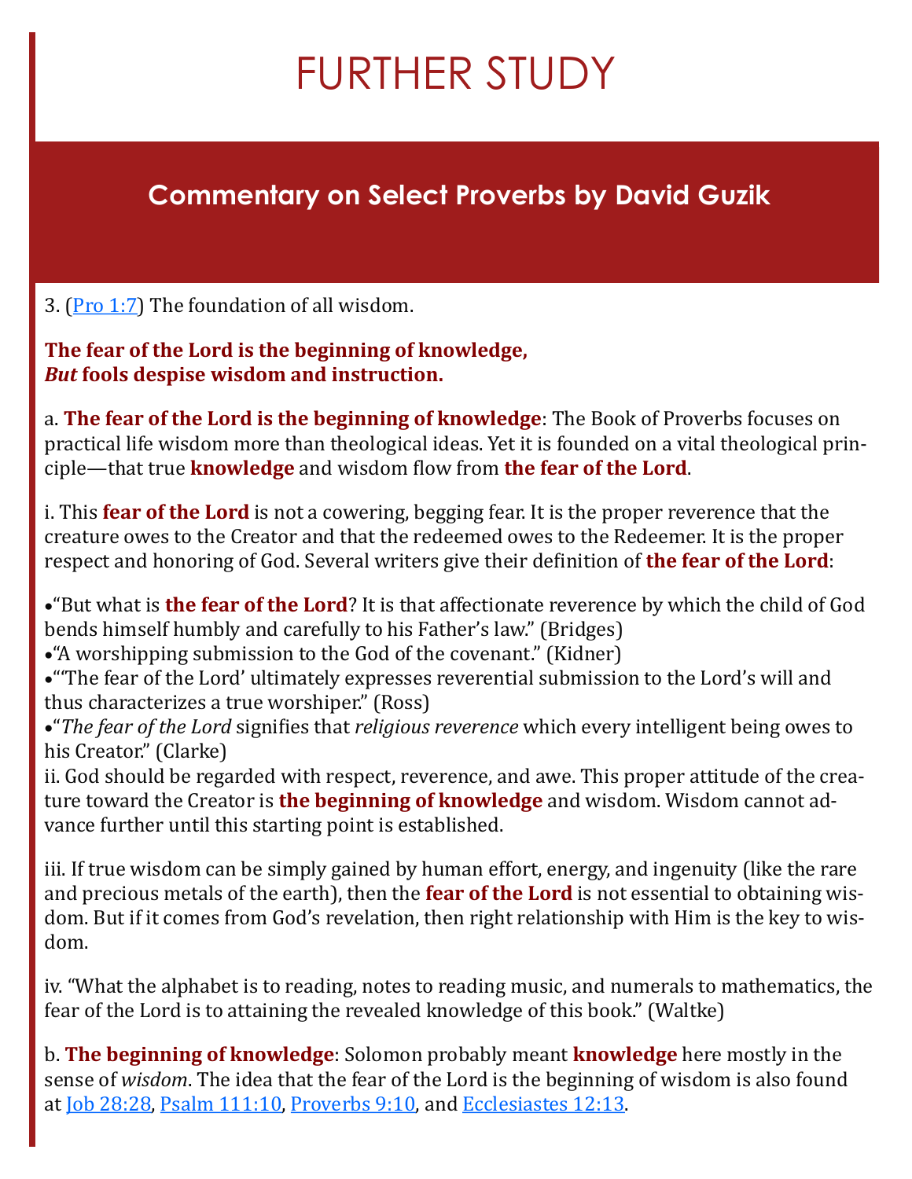# FURTHER STUDY

## Commentary on Select Proverbs by David Guzik

3. (Pro 1:7) The foundation of all wisdom.

**The fear of the Lord is the beginning of knowledge,**
***But* fools despise wisdom and instruction.**

a. **The fear of the Lord is the beginning of knowledge**: The Book of Proverbs focuses on practical life wisdom more than theological ideas. Yet it is founded on a vital theological principle—that true **knowledge** and wisdom flow from **the fear of the Lord**.

i. This **fear of the Lord** is not a cowering, begging fear. It is the proper reverence that the creature owes to the Creator and that the redeemed owes to the Redeemer. It is the proper respect and honoring of God. Several writers give their definition of **the fear of the Lord**:

- "But what is **the fear of the Lord**? It is that affectionate reverence by which the child of God bends himself humbly and carefully to his Father's law." (Bridges)
- "A worshipping submission to the God of the covenant." (Kidner)
- "'The fear of the Lord' ultimately expresses reverential submission to the Lord's will and thus characterizes a true worshiper." (Ross)
- "*The fear of the Lord* signifies that *religious reverence* which every intelligent being owes to his Creator." (Clarke)

ii. God should be regarded with respect, reverence, and awe. This proper attitude of the creature toward the Creator is **the beginning of knowledge** and wisdom. Wisdom cannot advance further until this starting point is established.

iii. If true wisdom can be simply gained by human effort, energy, and ingenuity (like the rare and precious metals of the earth), then the **fear of the Lord** is not essential to obtaining wisdom. But if it comes from God's revelation, then right relationship with Him is the key to wisdom.

iv. "What the alphabet is to reading, notes to reading music, and numerals to mathematics, the fear of the Lord is to attaining the revealed knowledge of this book." (Waltke)

b. **The beginning of knowledge**: Solomon probably meant **knowledge** here mostly in the sense of *wisdom*. The idea that the fear of the Lord is the beginning of wisdom is also found at Job 28:28, Psalm 111:10, Proverbs 9:10, and Ecclesiastes 12:13.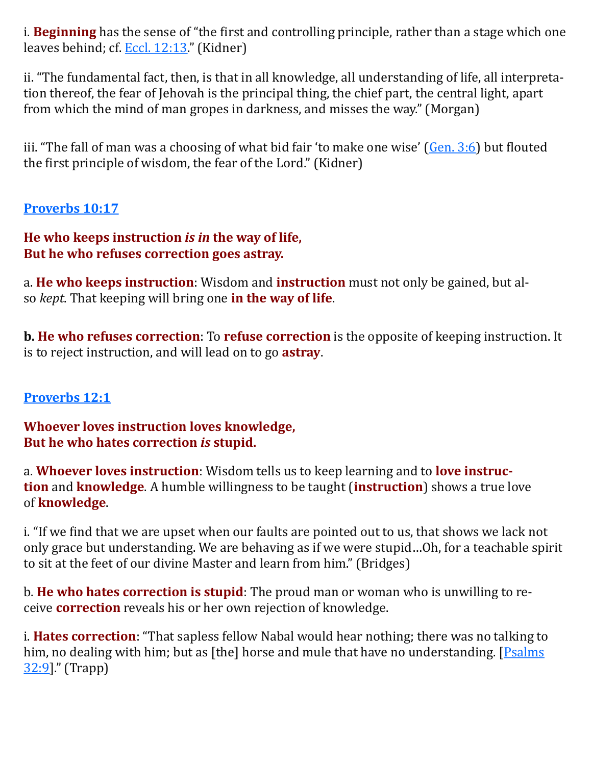i. **Beginning** has the sense of "the first and controlling principle, rather than a stage which one leaves behind; cf. Eccl. 12:13." (Kidner)

ii. "The fundamental fact, then, is that in all knowledge, all understanding of life, all interpretation thereof, the fear of Jehovah is the principal thing, the chief part, the central light, apart from which the mind of man gropes in darkness, and misses the way." (Morgan)

iii. "The fall of man was a choosing of what bid fair 'to make one wise' (Gen. 3:6) but flouted the first principle of wisdom, the fear of the Lord." (Kidner)

### Proverbs 10:17

**He who keeps instruction *is in* the way of life,**
**But he who refuses correction goes astray.**

a. **He who keeps instruction**: Wisdom and **instruction** must not only be gained, but also *kept*. That keeping will bring one **in the way of life**.

**b. He who refuses correction**: To **refuse correction** is the opposite of keeping instruction. It is to reject instruction, and will lead on to go **astray**.

### Proverbs 12:1

**Whoever loves instruction loves knowledge,**
**But he who hates correction *is* stupid.**

a. **Whoever loves instruction**: Wisdom tells us to keep learning and to **love instruction** and **knowledge**. A humble willingness to be taught (**instruction**) shows a true love of **knowledge**.

i. "If we find that we are upset when our faults are pointed out to us, that shows we lack not only grace but understanding. We are behaving as if we were stupid…Oh, for a teachable spirit to sit at the feet of our divine Master and learn from him." (Bridges)

b. **He who hates correction is stupid**: The proud man or woman who is unwilling to receive **correction** reveals his or her own rejection of knowledge.

i. **Hates correction**: "That sapless fellow Nabal would hear nothing; there was no talking to him, no dealing with him; but as [the] horse and mule that have no understanding. [Psalms 32:9]." (Trapp)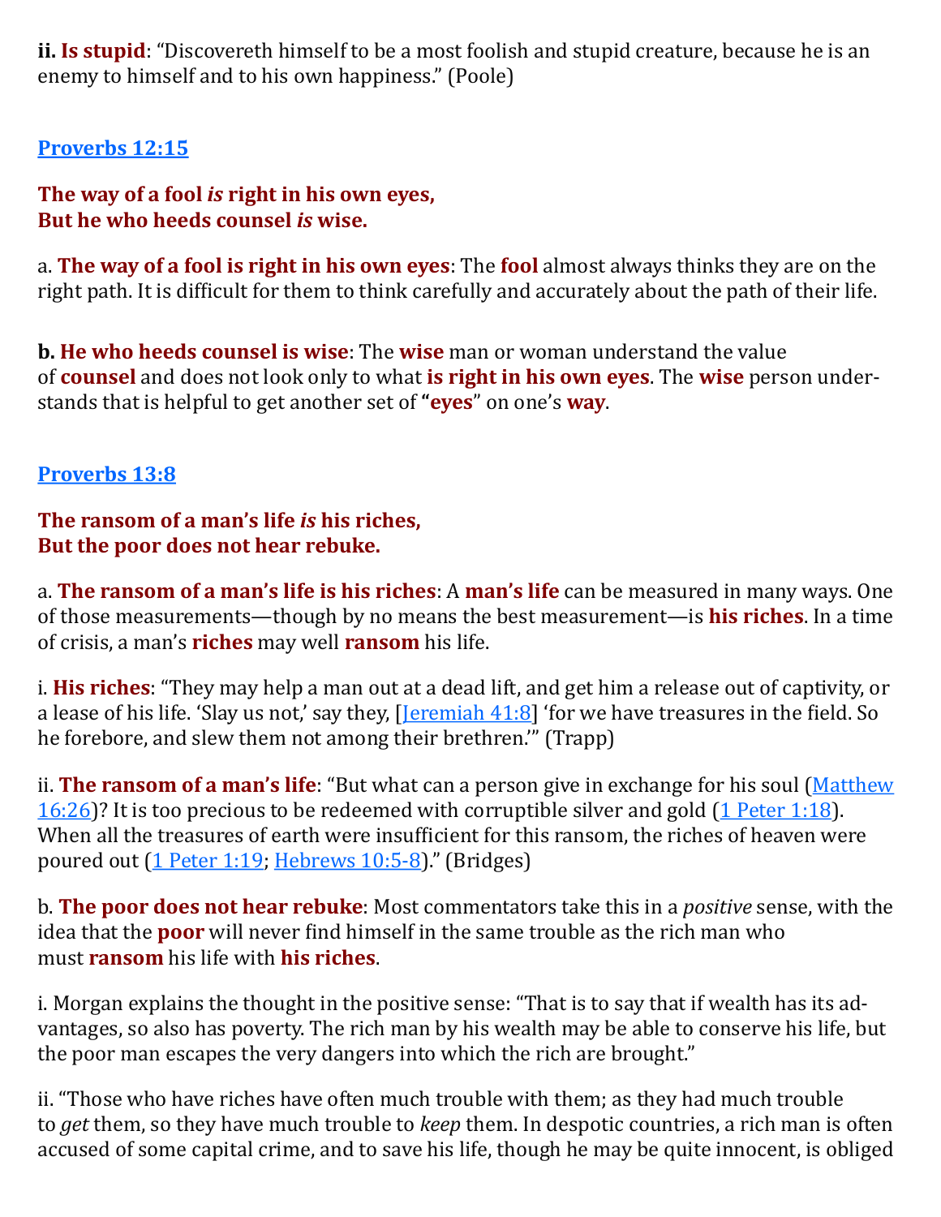**ii. Is stupid**: "Discovereth himself to be a most foolish and stupid creature, because he is an enemy to himself and to his own happiness." (Poole)

[Proverbs 12:15](#)

**The way of a fool *is* right in his own eyes,**
**But he who heeds counsel *is* wise.**

a. **The way of a fool is right in his own eyes**: The **fool** almost always thinks they are on the right path. It is difficult for them to think carefully and accurately about the path of their life.

**b. He who heeds counsel is wise**: The **wise** man or woman understand the value of **counsel** and does not look only to what **is right in his own eyes**. The **wise** person understands that is helpful to get another set of **"eyes"** on one's **way**.

[Proverbs 13:8](#)

**The ransom of a man's life *is* his riches,**
**But the poor does not hear rebuke.**

a. **The ransom of a man's life is his riches**: A **man's life** can be measured in many ways. One of those measurements—though by no means the best measurement—is **his riches**. In a time of crisis, a man's **riches** may well **ransom** his life.

i. **His riches**: "They may help a man out at a dead lift, and get him a release out of captivity, or a lease of his life. 'Slay us not,' say they, [Jeremiah 41:8] 'for we have treasures in the field. So he forebore, and slew them not among their brethren.'" (Trapp)

ii. **The ransom of a man's life**: "But what can a person give in exchange for his soul (Matthew 16:26)? It is too precious to be redeemed with corruptible silver and gold (1 Peter 1:18). When all the treasures of earth were insufficient for this ransom, the riches of heaven were poured out (1 Peter 1:19; Hebrews 10:5-8)." (Bridges)

b. **The poor does not hear rebuke**: Most commentators take this in a *positive* sense, with the idea that the **poor** will never find himself in the same trouble as the rich man who must **ransom** his life with **his riches**.

i. Morgan explains the thought in the positive sense: "That is to say that if wealth has its advantages, so also has poverty. The rich man by his wealth may be able to conserve his life, but the poor man escapes the very dangers into which the rich are brought."

ii. "Those who have riches have often much trouble with them; as they had much trouble to *get* them, so they have much trouble to *keep* them. In despotic countries, a rich man is often accused of some capital crime, and to save his life, though he may be quite innocent, is obliged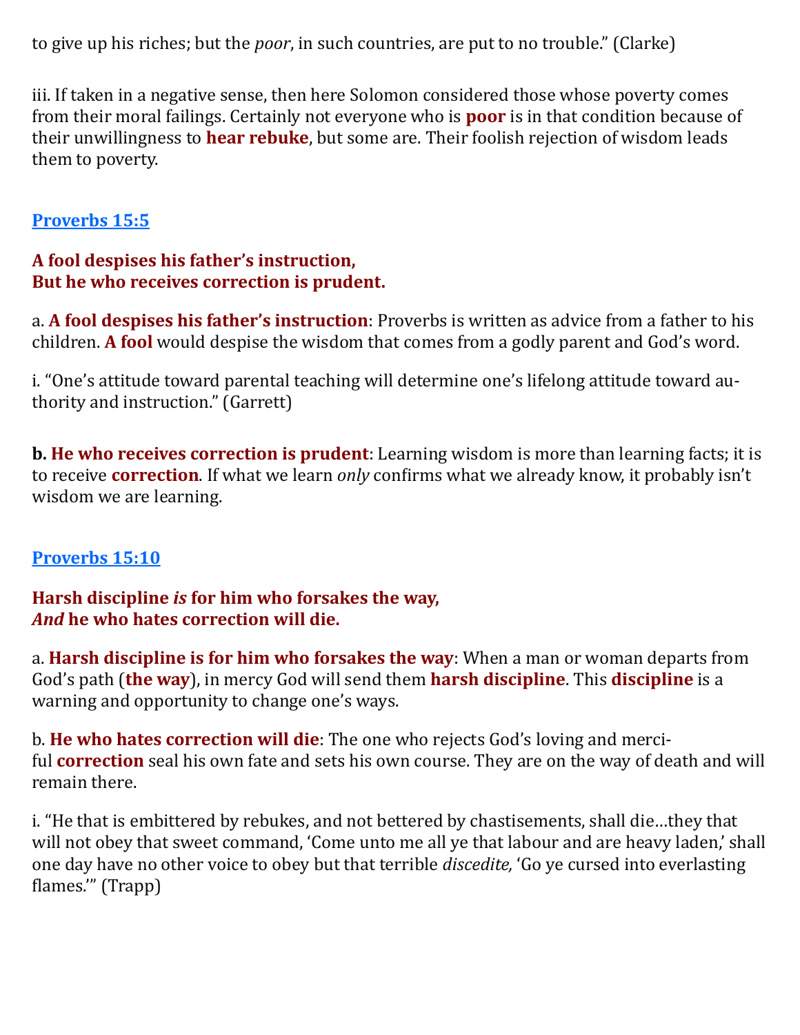to give up his riches; but the *poor*, in such countries, are put to no trouble." (Clarke)

iii. If taken in a negative sense, then here Solomon considered those whose poverty comes from their moral failings. Certainly not everyone who is **poor** is in that condition because of their unwillingness to **hear rebuke**, but some are. Their foolish rejection of wisdom leads them to poverty.

### Proverbs 15:5

**A fool despises his father's instruction,**
**But he who receives correction is prudent.**

a. **A fool despises his father's instruction**: Proverbs is written as advice from a father to his children. **A fool** would despise the wisdom that comes from a godly parent and God's word.

i. "One's attitude toward parental teaching will determine one's lifelong attitude toward authority and instruction." (Garrett)

**b. He who receives correction is prudent**: Learning wisdom is more than learning facts; it is to receive **correction**. If what we learn *only* confirms what we already know, it probably isn't wisdom we are learning.

### Proverbs 15:10

**Harsh discipline *is* for him who forsakes the way,**
***And* he who hates correction will die.**

a. **Harsh discipline is for him who forsakes the way**: When a man or woman departs from God's path (**the way**), in mercy God will send them **harsh discipline**. This **discipline** is a warning and opportunity to change one's ways.

b. **He who hates correction will die**: The one who rejects God's loving and merciful **correction** seal his own fate and sets his own course. They are on the way of death and will remain there.

i. "He that is embittered by rebukes, and not bettered by chastisements, shall die…they that will not obey that sweet command, 'Come unto me all ye that labour and are heavy laden,' shall one day have no other voice to obey but that terrible *discedite,* 'Go ye cursed into everlasting flames.'" (Trapp)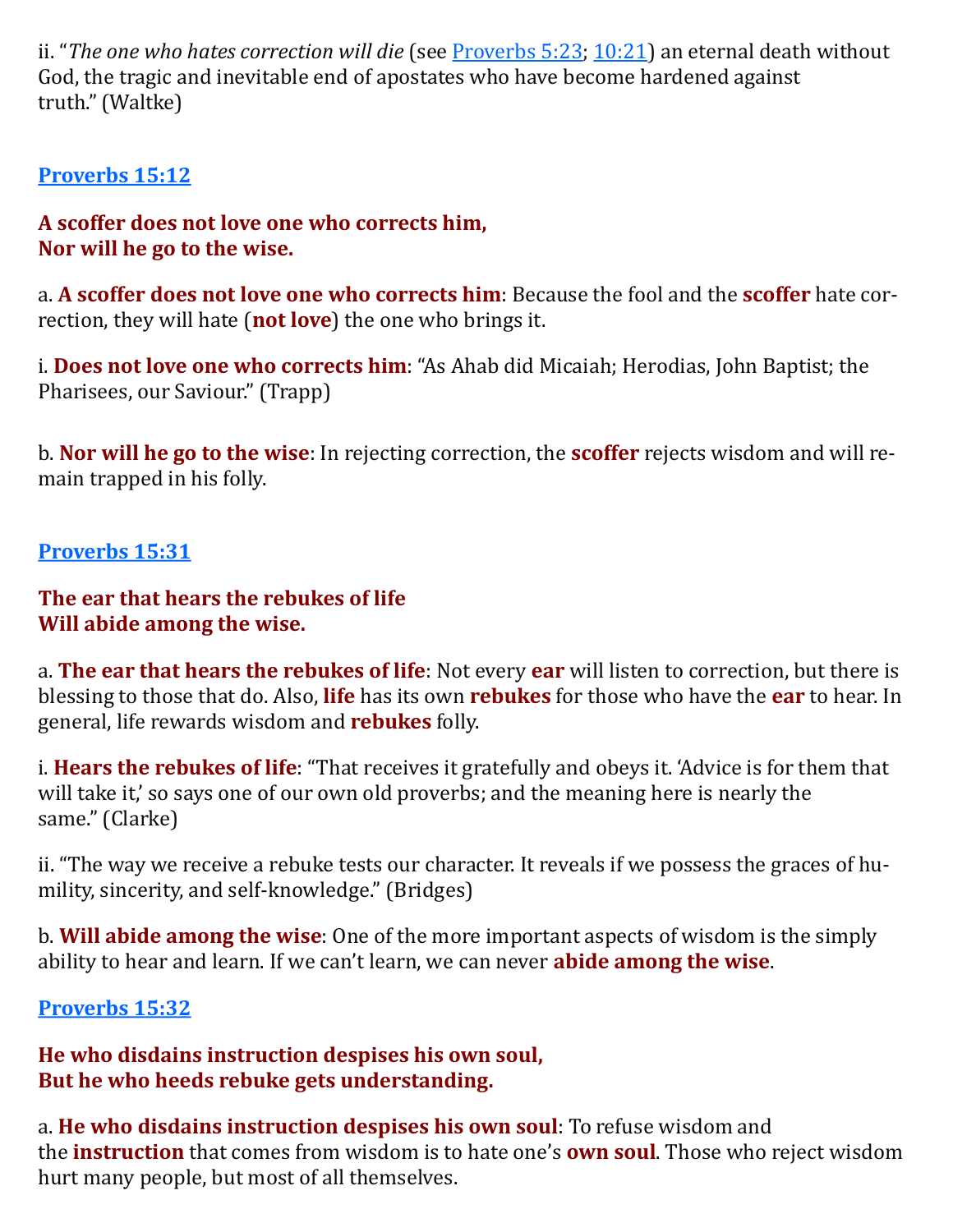ii. "*The one who hates correction will die* (see Proverbs 5:23; 10:21) an eternal death without God, the tragic and inevitable end of apostates who have become hardened against truth." (Waltke)

### Proverbs 15:12

**A scoffer does not love one who corrects him,**
**Nor will he go to the wise.**

a. **A scoffer does not love one who corrects him**: Because the fool and the **scoffer** hate correction, they will hate (**not love**) the one who brings it.

i. **Does not love one who corrects him**: "As Ahab did Micaiah; Herodias, John Baptist; the Pharisees, our Saviour." (Trapp)

b. **Nor will he go to the wise**: In rejecting correction, the **scoffer** rejects wisdom and will remain trapped in his folly.

### Proverbs 15:31

**The ear that hears the rebukes of life**
**Will abide among the wise.**

a. **The ear that hears the rebukes of life**: Not every **ear** will listen to correction, but there is blessing to those that do. Also, **life** has its own **rebukes** for those who have the **ear** to hear. In general, life rewards wisdom and **rebukes** folly.

i. **Hears the rebukes of life**: "That receives it gratefully and obeys it. 'Advice is for them that will take it,' so says one of our own old proverbs; and the meaning here is nearly the same." (Clarke)

ii. "The way we receive a rebuke tests our character. It reveals if we possess the graces of humility, sincerity, and self-knowledge." (Bridges)

b. **Will abide among the wise**: One of the more important aspects of wisdom is the simply ability to hear and learn. If we can't learn, we can never **abide among the wise**.

### Proverbs 15:32

**He who disdains instruction despises his own soul,**
**But he who heeds rebuke gets understanding.**

a. **He who disdains instruction despises his own soul**: To refuse wisdom and the **instruction** that comes from wisdom is to hate one's **own soul**. Those who reject wisdom hurt many people, but most of all themselves.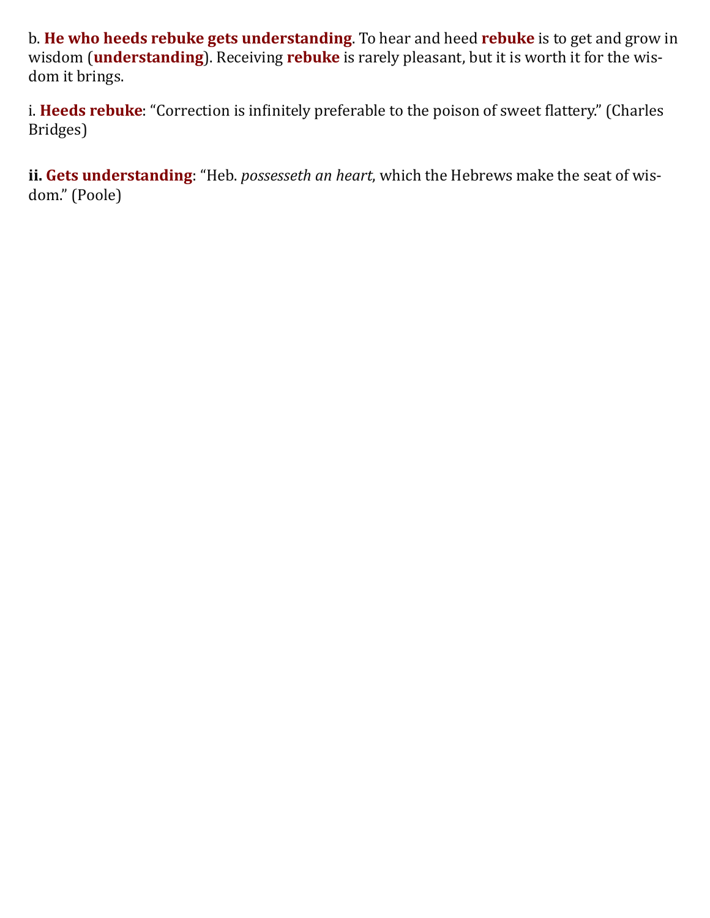b. **He who heeds rebuke gets understanding**. To hear and heed **rebuke** is to get and grow in wisdom (**understanding**). Receiving **rebuke** is rarely pleasant, but it is worth it for the wisdom it brings.

i. **Heeds rebuke**: "Correction is infinitely preferable to the poison of sweet flattery." (Charles Bridges)

**ii. Gets understanding**: "Heb. *possesseth an heart*, which the Hebrews make the seat of wisdom." (Poole)